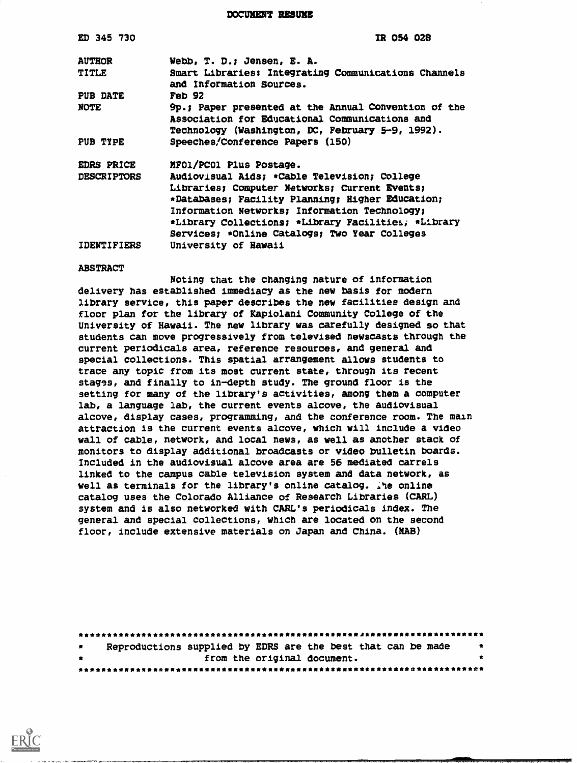# DOCUMENT RESUME

| | |
|---|---|
| ED 345 730 | IR 054 028 |
| AUTHOR | Webb, T. D.; Jensen, E. A. |
| TITLE | Smart Libraries: Integrating Communications Channels and Information Sources. |
| PUB DATE | Feb 92 |
| NOTE | 9p.; Paper presented at the Annual Convention of the Association for Educational Communications and Technology (Washington, DC, February 5-9, 1992). |
| PUB TYPE | Speeches/Conference Papers (150) |
| EDRS PRICE | MF01/PC01 Plus Postage. |
| DESCRIPTORS | Audiovisual Aids; *Cable Television; College Libraries; Computer Networks; Current Events; *Databases; Facility Planning; Higher Education; Information Networks; Information Technology; *Library Collections; *Library Facilities; *Library Services; *Online Catalogs; Two Year Colleges |
| IDENTIFIERS | University of Hawaii |

## ABSTRACT

Noting that the changing nature of information delivery has established immediacy as the new basis for modern library service, this paper describes the new facilities design and floor plan for the library of Kapiolani Community College of the University of Hawaii. The new library was carefully designed so that students can move progressively from televised newscasts through the current periodicals area, reference resources, and general and special collections. This spatial arrangement allows students to trace any topic from its most current state, through its recent stages, and finally to in-depth study. The ground floor is the setting for many of the library's activities, among them a computer lab, a language lab, the current events alcove, the audiovisual alcove, display cases, programming, and the conference room. The main attraction is the current events alcove, which will include a video wall of cable, network, and local news, as well as another stack of monitors to display additional broadcasts or video bulletin boards. Included in the audiovisual alcove area are 56 mediated carrels linked to the campus cable television system and data network, as well as terminals for the library's online catalog. The online catalog uses the Colorado Alliance of Research Libraries (CARL) system and is also networked with CARL's periodicals index. The general and special collections, which are located on the second floor, include extensive materials on Japan and China. (MAB)

***

Reproductions supplied by EDRS are the best that can be made from the original document.

***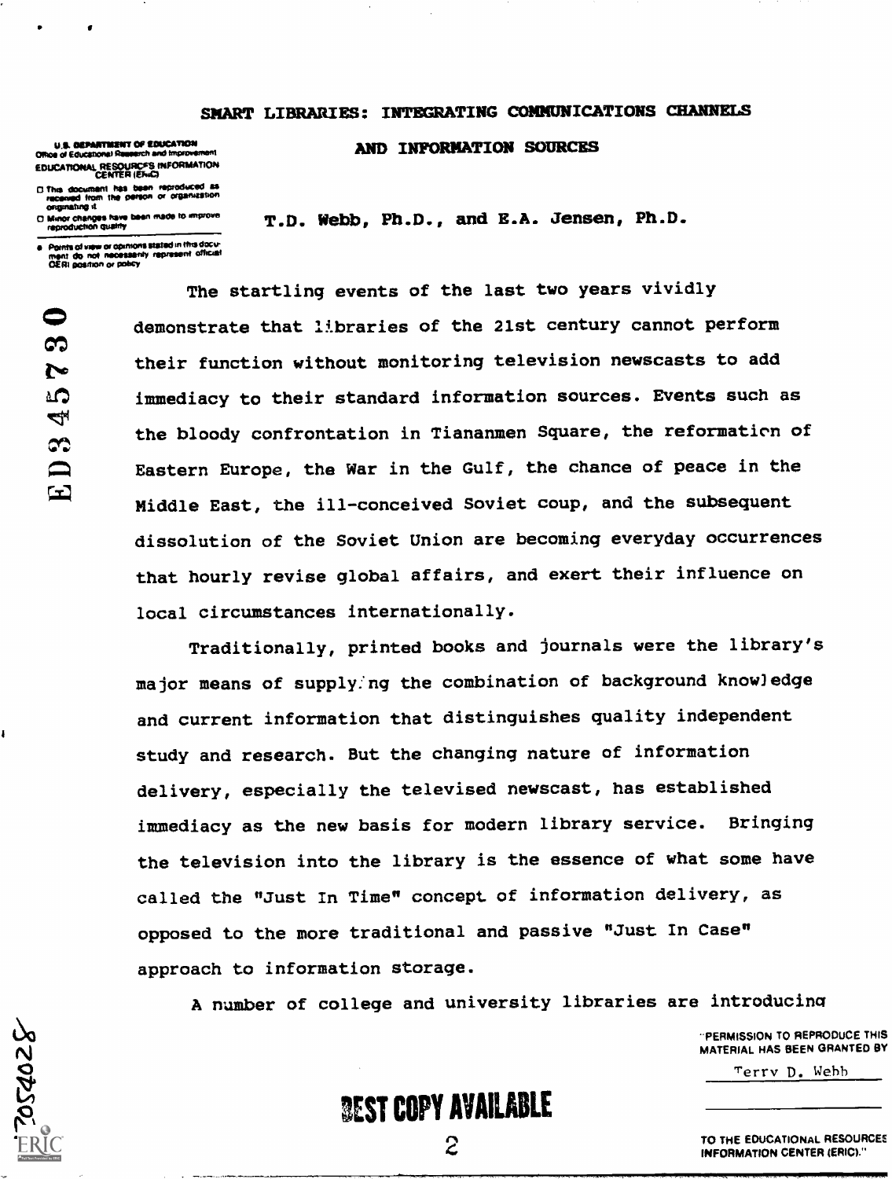# SMART LIBRARIES: INTEGRATING COMMUNICATIONS CHANNELS AND INFORMATION SOURCES

**T.D. Webb, Ph.D., and E.A. Jensen, Ph.D.**

The startling events of the last two years vividly demonstrate that libraries of the 21st century cannot perform their function without monitoring television newscasts to add immediacy to their standard information sources. Events such as the bloody confrontation in Tiananmen Square, the reformation of Eastern Europe, the War in the Gulf, the chance of peace in the Middle East, the ill-conceived Soviet coup, and the subsequent dissolution of the Soviet Union are becoming everyday occurrences that hourly revise global affairs, and exert their influence on local circumstances internationally.

Traditionally, printed books and journals were the library's major means of supplying the combination of background knowledge and current information that distinguishes quality independent study and research. But the changing nature of information delivery, especially the televised newscast, has established immediacy as the new basis for modern library service. Bringing the television into the library is the essence of what some have called the "Just In Time" concept of information delivery, as opposed to the more traditional and passive "Just In Case" approach to information storage.

A number of college and university libraries are introducing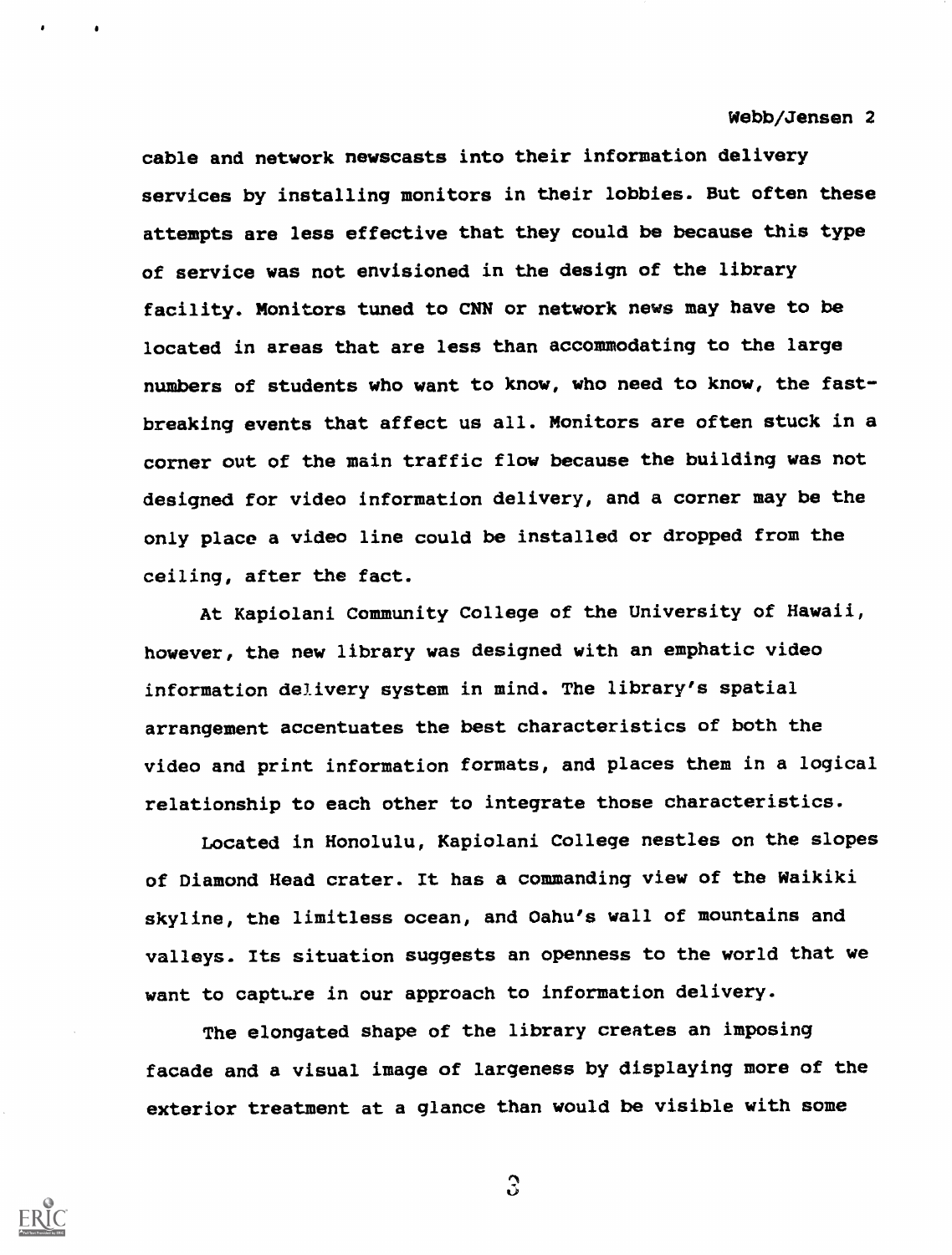cable and network newscasts into their information delivery services by installing monitors in their lobbies. But often these attempts are less effective that they could be because this type of service was not envisioned in the design of the library facility. Monitors tuned to CNN or network news may have to be located in areas that are less than accommodating to the large numbers of students who want to know, who need to know, the fast-breaking events that affect us all. Monitors are often stuck in a corner out of the main traffic flow because the building was not designed for video information delivery, and a corner may be the only place a video line could be installed or dropped from the ceiling, after the fact.

At Kapiolani Community College of the University of Hawaii, however, the new library was designed with an emphatic video information delivery system in mind. The library's spatial arrangement accentuates the best characteristics of both the video and print information formats, and places them in a logical relationship to each other to integrate those characteristics.

Located in Honolulu, Kapiolani College nestles on the slopes of Diamond Head crater. It has a commanding view of the Waikiki skyline, the limitless ocean, and Oahu's wall of mountains and valleys. Its situation suggests an openness to the world that we want to capture in our approach to information delivery.

The elongated shape of the library creates an imposing facade and a visual image of largeness by displaying more of the exterior treatment at a glance than would be visible with some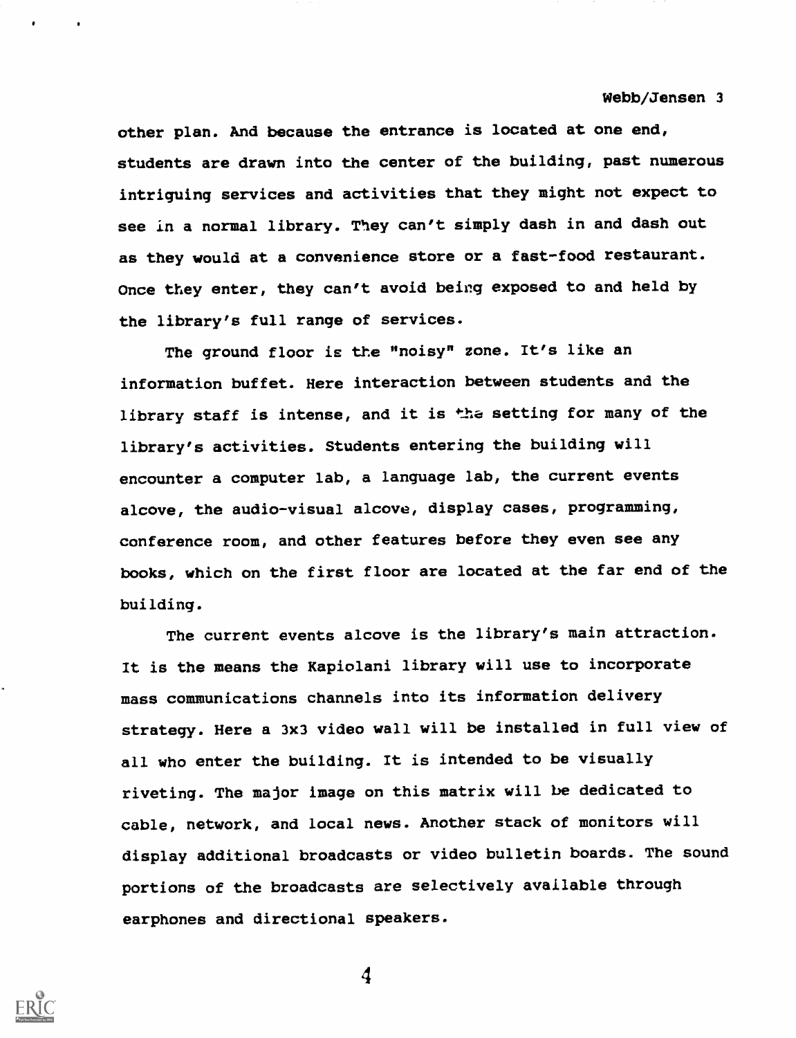other plan. And because the entrance is located at one end, students are drawn into the center of the building, past numerous intriguing services and activities that they might not expect to see in a normal library. They can't simply dash in and dash out as they would at a convenience store or a fast-food restaurant. Once they enter, they can't avoid being exposed to and held by the library's full range of services.

The ground floor is the "noisy" zone. It's like an information buffet. Here interaction between students and the library staff is intense, and it is the setting for many of the library's activities. Students entering the building will encounter a computer lab, a language lab, the current events alcove, the audio-visual alcove, display cases, programming, conference room, and other features before they even see any books, which on the first floor are located at the far end of the building.

The current events alcove is the library's main attraction. It is the means the Kapiolani library will use to incorporate mass communications channels into its information delivery strategy. Here a 3x3 video wall will be installed in full view of all who enter the building. It is intended to be visually riveting. The major image on this matrix will be dedicated to cable, network, and local news. Another stack of monitors will display additional broadcasts or video bulletin boards. The sound portions of the broadcasts are selectively available through earphones and directional speakers.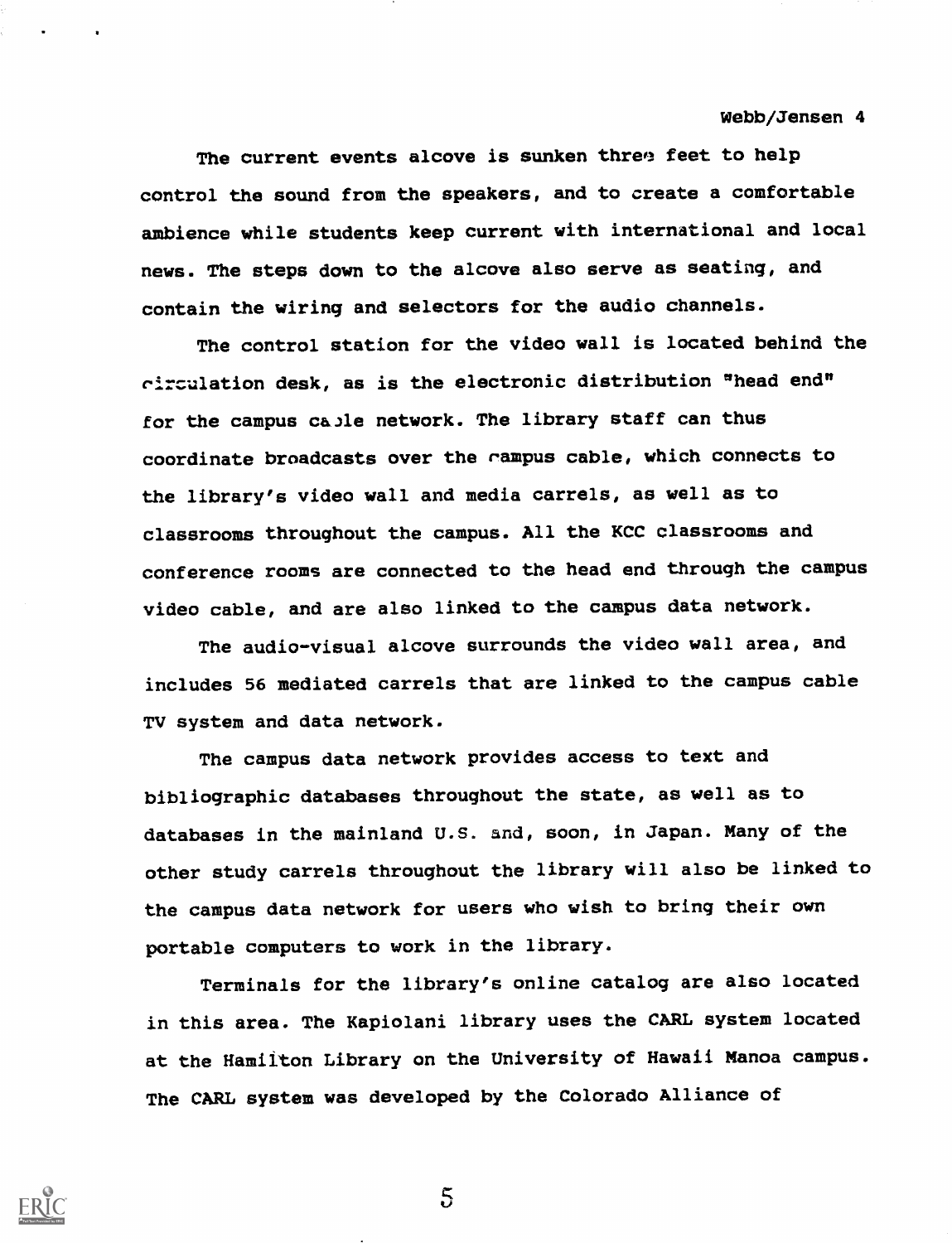The current events alcove is sunken three feet to help control the sound from the speakers, and to create a comfortable ambience while students keep current with international and local news. The steps down to the alcove also serve as seating, and contain the wiring and selectors for the audio channels.

The control station for the video wall is located behind the circulation desk, as is the electronic distribution "head end" for the campus cable network. The library staff can thus coordinate broadcasts over the campus cable, which connects to the library's video wall and media carrels, as well as to classrooms throughout the campus. All the KCC classrooms and conference rooms are connected to the head end through the campus video cable, and are also linked to the campus data network.

The audio-visual alcove surrounds the video wall area, and includes 56 mediated carrels that are linked to the campus cable TV system and data network.

The campus data network provides access to text and bibliographic databases throughout the state, as well as to databases in the mainland U.S. and, soon, in Japan. Many of the other study carrels throughout the library will also be linked to the campus data network for users who wish to bring their own portable computers to work in the library.

Terminals for the library's online catalog are also located in this area. The Kapiolani library uses the CARL system located at the Hamilton Library on the University of Hawaii Manoa campus. The CARL system was developed by the Colorado Alliance of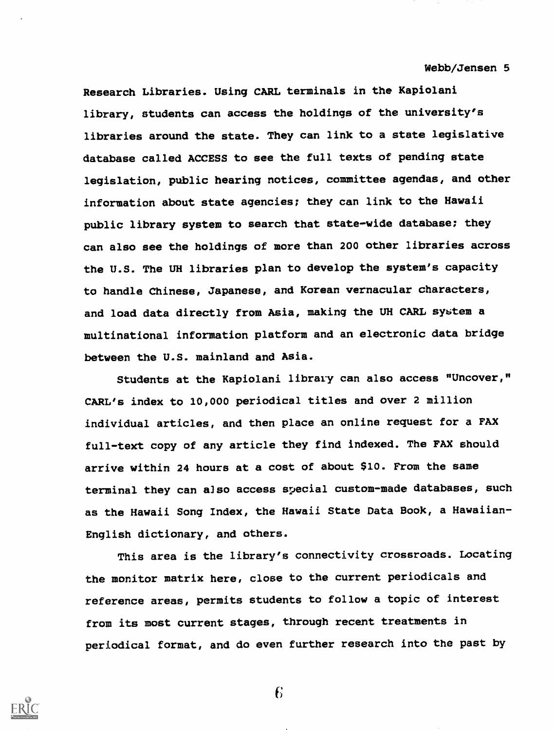Research Libraries. Using CARL terminals in the Kapiolani library, students can access the holdings of the university's libraries around the state. They can link to a state legislative database called ACCESS to see the full texts of pending state legislation, public hearing notices, committee agendas, and other information about state agencies; they can link to the Hawaii public library system to search that state-wide database; they can also see the holdings of more than 200 other libraries across the U.S. The UH libraries plan to develop the system's capacity to handle Chinese, Japanese, and Korean vernacular characters, and load data directly from Asia, making the UH CARL system a multinational information platform and an electronic data bridge between the U.S. mainland and Asia.

Students at the Kapiolani library can also access "Uncover," CARL's index to 10,000 periodical titles and over 2 million individual articles, and then place an online request for a FAX full-text copy of any article they find indexed. The FAX should arrive within 24 hours at a cost of about $10. From the same terminal they can also access special custom-made databases, such as the Hawaii Song Index, the Hawaii State Data Book, a Hawaiian-English dictionary, and others.

This area is the library's connectivity crossroads. Locating the monitor matrix here, close to the current periodicals and reference areas, permits students to follow a topic of interest from its most current stages, through recent treatments in periodical format, and do even further research into the past by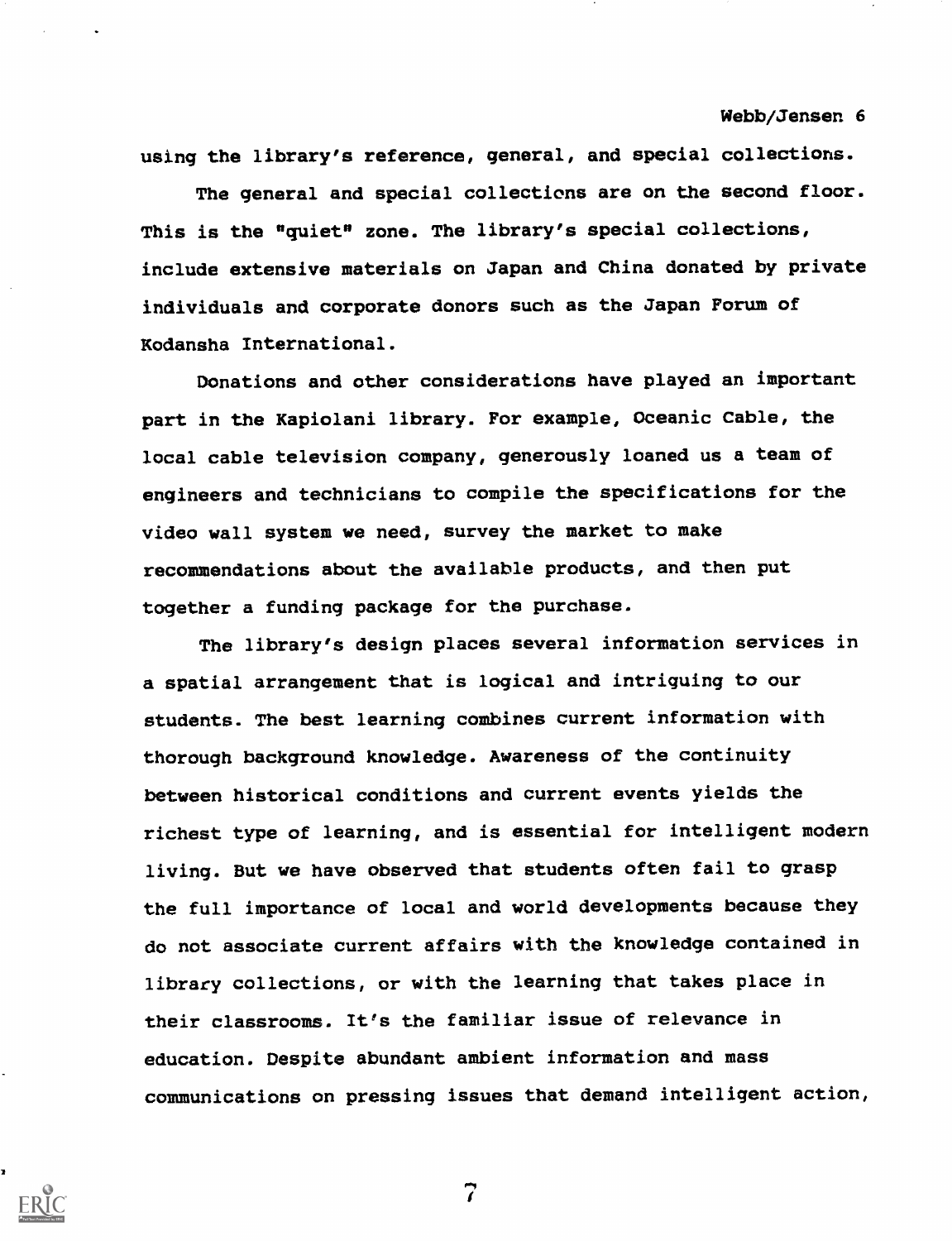using the library's reference, general, and special collections.

The general and special collections are on the second floor. This is the "quiet" zone. The library's special collections, include extensive materials on Japan and China donated by private individuals and corporate donors such as the Japan Forum of Kodansha International.

Donations and other considerations have played an important part in the Kapiolani library. For example, Oceanic Cable, the local cable television company, generously loaned us a team of engineers and technicians to compile the specifications for the video wall system we need, survey the market to make recommendations about the available products, and then put together a funding package for the purchase.

The library's design places several information services in a spatial arrangement that is logical and intriguing to our students. The best learning combines current information with thorough background knowledge. Awareness of the continuity between historical conditions and current events yields the richest type of learning, and is essential for intelligent modern living. But we have observed that students often fail to grasp the full importance of local and world developments because they do not associate current affairs with the knowledge contained in library collections, or with the learning that takes place in their classrooms. It's the familiar issue of relevance in education. Despite abundant ambient information and mass communications on pressing issues that demand intelligent action,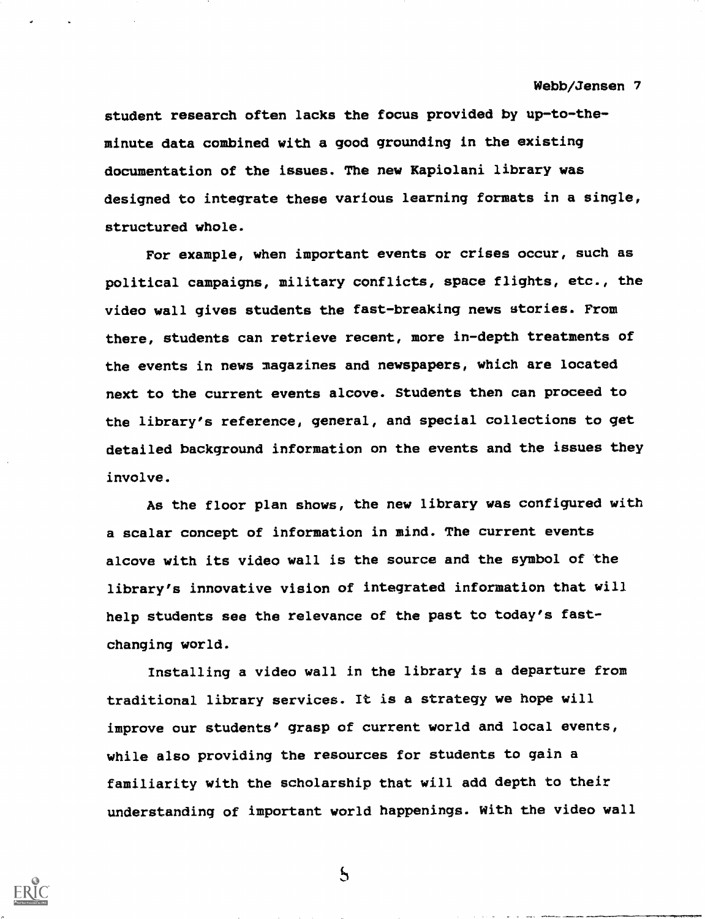student research often lacks the focus provided by up-to-the-minute data combined with a good grounding in the existing documentation of the issues. The new Kapiolani library was designed to integrate these various learning formats in a single, structured whole.

For example, when important events or crises occur, such as political campaigns, military conflicts, space flights, etc., the video wall gives students the fast-breaking news stories. From there, students can retrieve recent, more in-depth treatments of the events in news magazines and newspapers, which are located next to the current events alcove. Students then can proceed to the library's reference, general, and special collections to get detailed background information on the events and the issues they involve.

As the floor plan shows, the new library was configured with a scalar concept of information in mind. The current events alcove with its video wall is the source and the symbol of the library's innovative vision of integrated information that will help students see the relevance of the past to today's fast-changing world.

Installing a video wall in the library is a departure from traditional library services. It is a strategy we hope will improve our students' grasp of current world and local events, while also providing the resources for students to gain a familiarity with the scholarship that will add depth to their understanding of important world happenings. With the video wall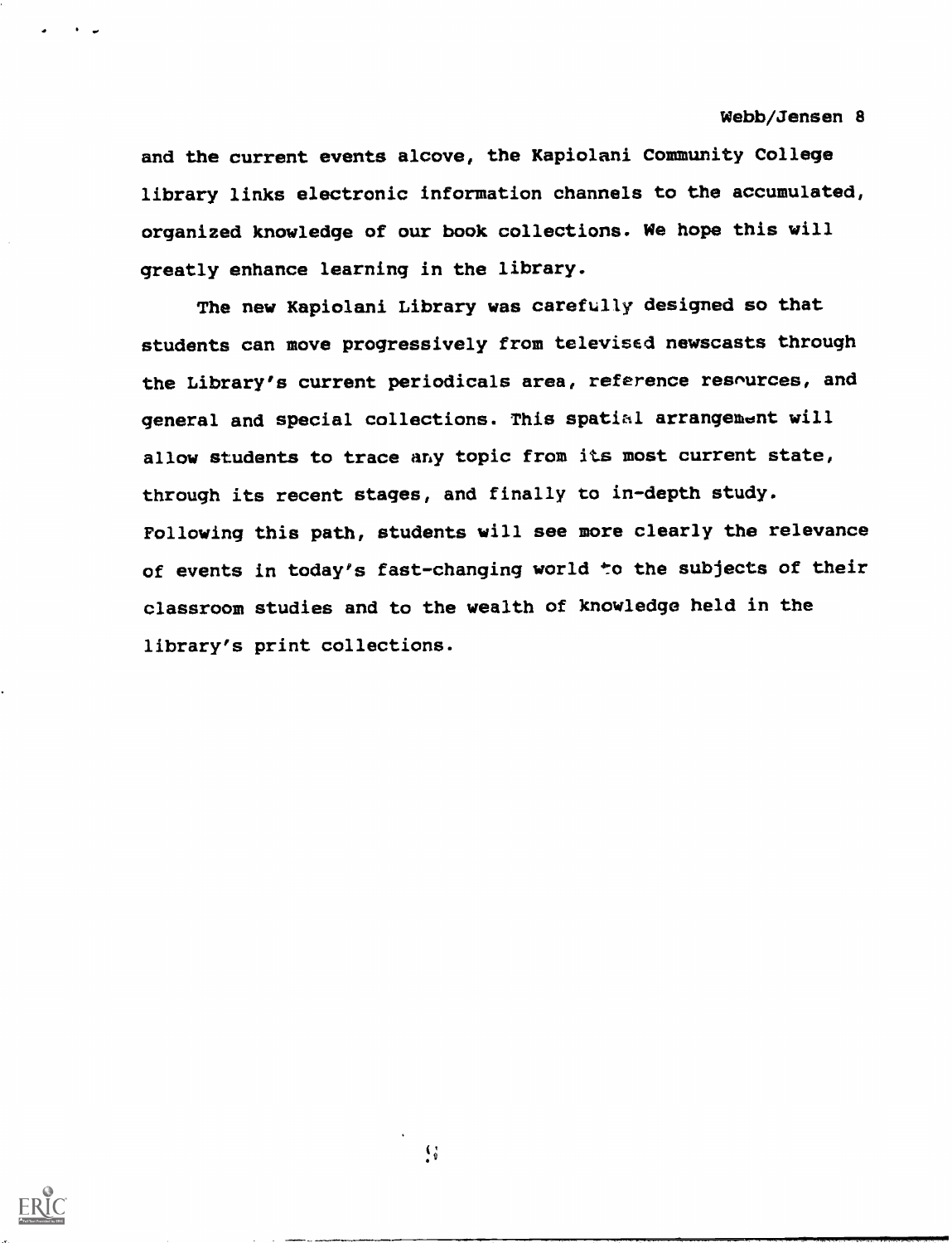and the current events alcove, the Kapiolani Community College library links electronic information channels to the accumulated, organized knowledge of our book collections. We hope this will greatly enhance learning in the library.

The new Kapiolani Library was carefully designed so that students can move progressively from televised newscasts through the Library's current periodicals area, reference resources, and general and special collections. This spatial arrangement will allow students to trace any topic from its most current state, through its recent stages, and finally to in-depth study. Following this path, students will see more clearly the relevance of events in today's fast-changing world to the subjects of their classroom studies and to the wealth of knowledge held in the library's print collections.